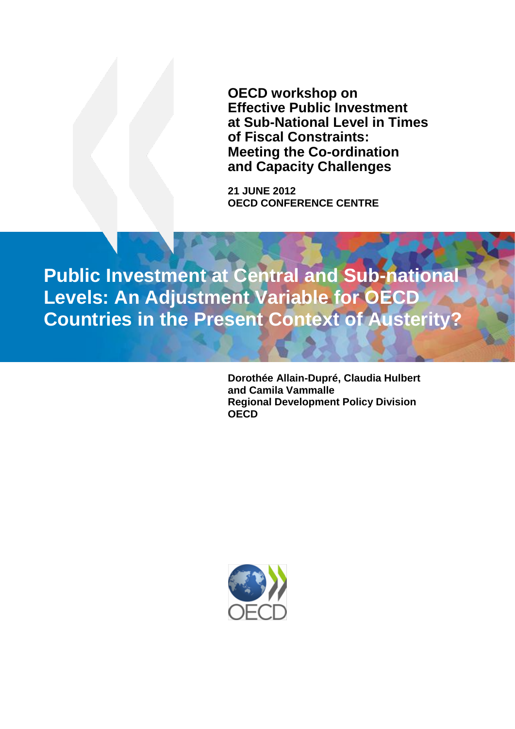**OECD workshop on Effective Public Investment at Sub-National Level in Times of Fiscal Constraints: Meeting the Co-ordination and Capacity Challenges**

**21 JUNE 2012**
**OECD CONFERENCE CENTRE**

# Public Investment at Central and Sub-national Levels: An Adjustment Variable for OECD Countries in the Present Context of Austerity?

**Dorothée Allain-Dupré, Claudia Hulbert and Camila Vammalle**
**Regional Development Policy Division**
**OECD**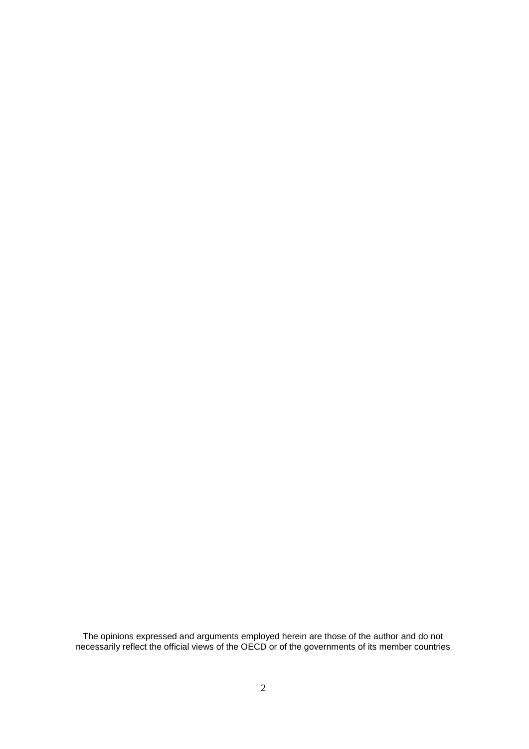The opinions expressed and arguments employed herein are those of the author and do not necessarily reflect the official views of the OECD or of the governments of its member countries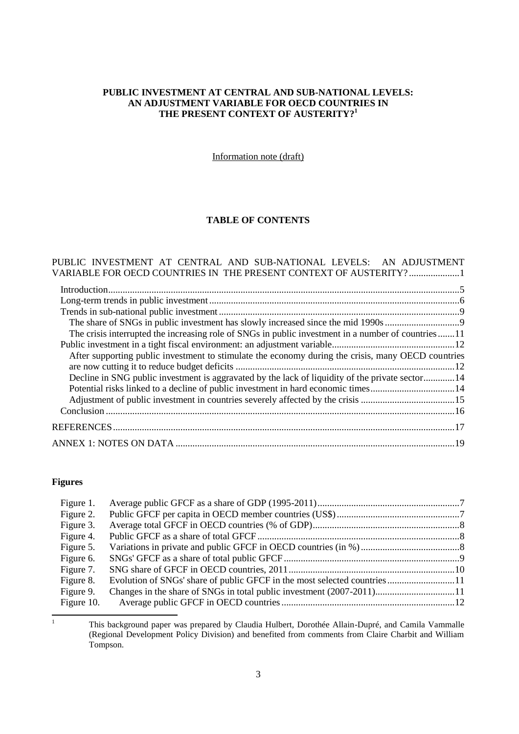**PUBLIC INVESTMENT AT CENTRAL AND SUB-NATIONAL LEVELS: AN ADJUSTMENT VARIABLE FOR OECD COUNTRIES IN THE PRESENT CONTEXT OF AUSTERITY?**[1]

Information note (draft)

**TABLE OF CONTENTS**

PUBLIC INVESTMENT AT CENTRAL AND SUB-NATIONAL LEVELS: AN ADJUSTMENT VARIABLE FOR OECD COUNTRIES IN THE PRESENT CONTEXT OF AUSTERITY? .....................1

- Introduction.....................................................................................................................................5
- Long-term trends in public investment.......................................................................................6
- Trends in sub-national public investment ...................................................................................9
  - The share of SNGs in public investment has slowly increased since the mid 1990s ...............................9
  - The crisis interrupted the increasing role of SNGs in public investment in a number of countries.......11
- Public investment in a tight fiscal environment: an adjustment variable..................................................12
  - After supporting public investment to stimulate the economy during the crisis, many OECD countries are now cutting it to reduce budget deficits ..........................................................................................12
  - Decline in SNG public investment is aggravated by the lack of liquidity of the private sector.............14
  - Potential risks linked to a decline of public investment in hard economic times...................................14
  - Adjustment of public investment in countries severely affected by the crisis .......................................15
- Conclusion .......................................................................................................................................16

REFERENCES...................................................................................................................................17

ANNEX 1: NOTES ON DATA .........................................................................................................19

**Figures**

| | |
|---|---|
| Figure 1. | Average public GFCF as a share of GDP (1995-2011)...........................................................7 |
| Figure 2. | Public GFCF per capita in OECD member countries (US$)..................................................7 |
| Figure 3. | Average total GFCF in OECD countries (% of GDP)............................................................8 |
| Figure 4. | Public GFCF as a share of total GFCF ...................................................................................8 |
| Figure 5. | Variations in private and public GFCF in OECD countries (in %).........................................8 |
| Figure 6. | SNGs' GFCF as a share of total public GFCF ........................................................................9 |
| Figure 7. | SNG share of GFCF in OECD countries, 2011.....................................................................10 |
| Figure 8. | Evolution of SNGs' share of public GFCF in the most selected countries............................11 |
| Figure 9. | Changes in the share of SNGs in total public investment (2007-2011)................................11 |
| Figure 10. | Average public GFCF in OECD countries .......................................................................12 |

[1] This background paper was prepared by Claudia Hulbert, Dorothée Allain-Dupré, and Camila Vammalle (Regional Development Policy Division) and benefited from comments from Claire Charbit and William Tompson.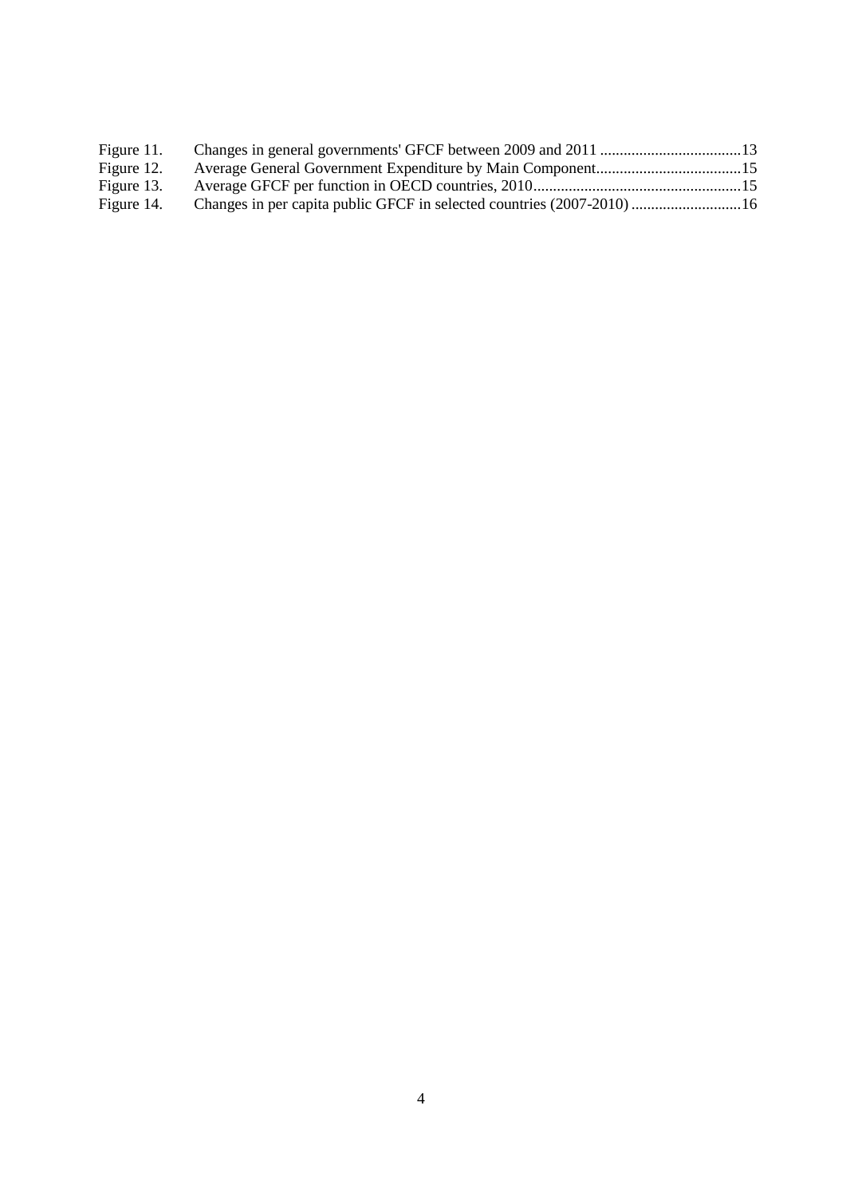Figure 11. Changes in general governments' GFCF between 2009 and 2011 ....................................13
Figure 12. Average General Government Expenditure by Main Component.....................................15
Figure 13. Average GFCF per function in OECD countries, 2010.....................................................15
Figure 14. Changes in per capita public GFCF in selected countries (2007-2010) ............................16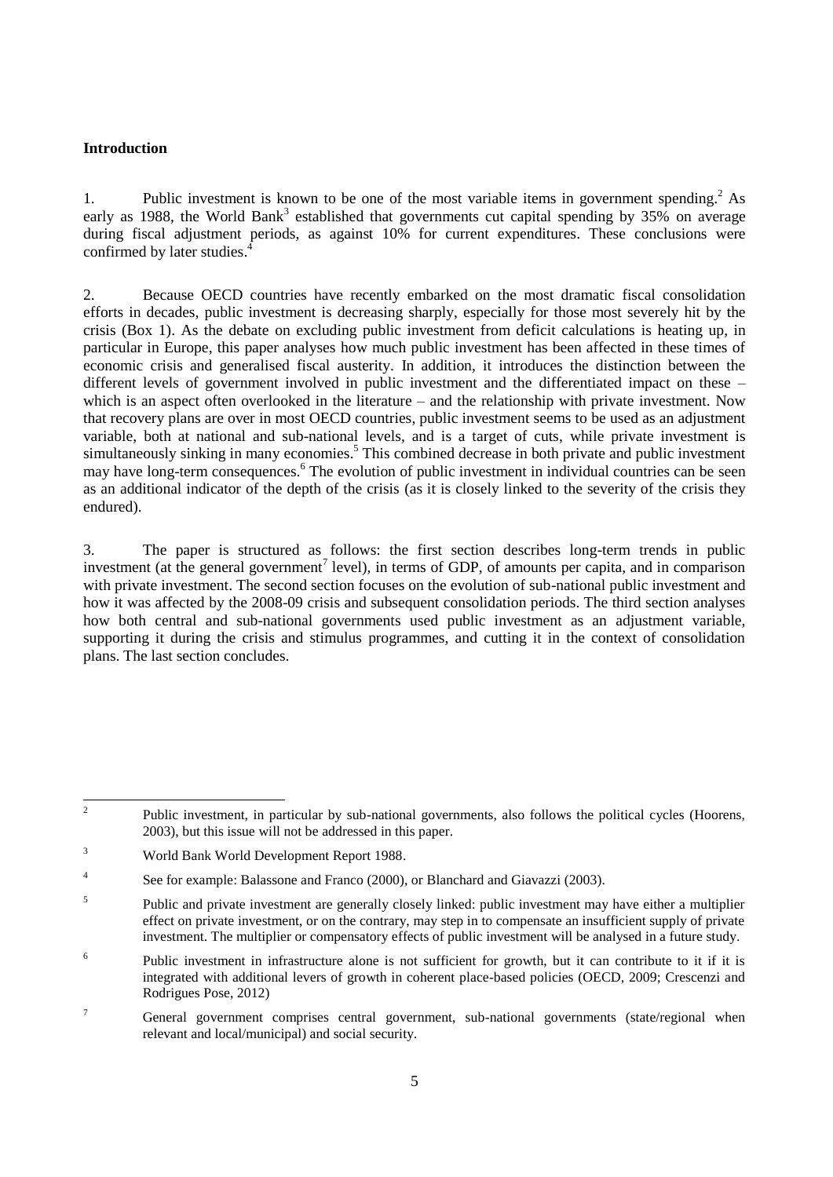### Introduction

1. Public investment is known to be one of the most variable items in government spending.[2] As early as 1988, the World Bank[3] established that governments cut capital spending by 35% on average during fiscal adjustment periods, as against 10% for current expenditures. These conclusions were confirmed by later studies.[4]

2. Because OECD countries have recently embarked on the most dramatic fiscal consolidation efforts in decades, public investment is decreasing sharply, especially for those most severely hit by the crisis (Box 1). As the debate on excluding public investment from deficit calculations is heating up, in particular in Europe, this paper analyses how much public investment has been affected in these times of economic crisis and generalised fiscal austerity. In addition, it introduces the distinction between the different levels of government involved in public investment and the differentiated impact on these – which is an aspect often overlooked in the literature – and the relationship with private investment. Now that recovery plans are over in most OECD countries, public investment seems to be used as an adjustment variable, both at national and sub-national levels, and is a target of cuts, while private investment is simultaneously sinking in many economies.[5] This combined decrease in both private and public investment may have long-term consequences.[6] The evolution of public investment in individual countries can be seen as an additional indicator of the depth of the crisis (as it is closely linked to the severity of the crisis they endured).

3. The paper is structured as follows: the first section describes long-term trends in public investment (at the general government[7] level), in terms of GDP, of amounts per capita, and in comparison with private investment. The second section focuses on the evolution of sub-national public investment and how it was affected by the 2008-09 crisis and subsequent consolidation periods. The third section analyses how both central and sub-national governments used public investment as an adjustment variable, supporting it during the crisis and stimulus programmes, and cutting it in the context of consolidation plans. The last section concludes.

---

[2] Public investment, in particular by sub-national governments, also follows the political cycles (Hoorens, 2003), but this issue will not be addressed in this paper.

[3] World Bank World Development Report 1988.

[4] See for example: Balassone and Franco (2000), or Blanchard and Giavazzi (2003).

[5] Public and private investment are generally closely linked: public investment may have either a multiplier effect on private investment, or on the contrary, may step in to compensate an insufficient supply of private investment. The multiplier or compensatory effects of public investment will be analysed in a future study.

[6] Public investment in infrastructure alone is not sufficient for growth, but it can contribute to it if it is integrated with additional levers of growth in coherent place-based policies (OECD, 2009; Crescenzi and Rodrigues Pose, 2012)

[7] General government comprises central government, sub-national governments (state/regional when relevant and local/municipal) and social security.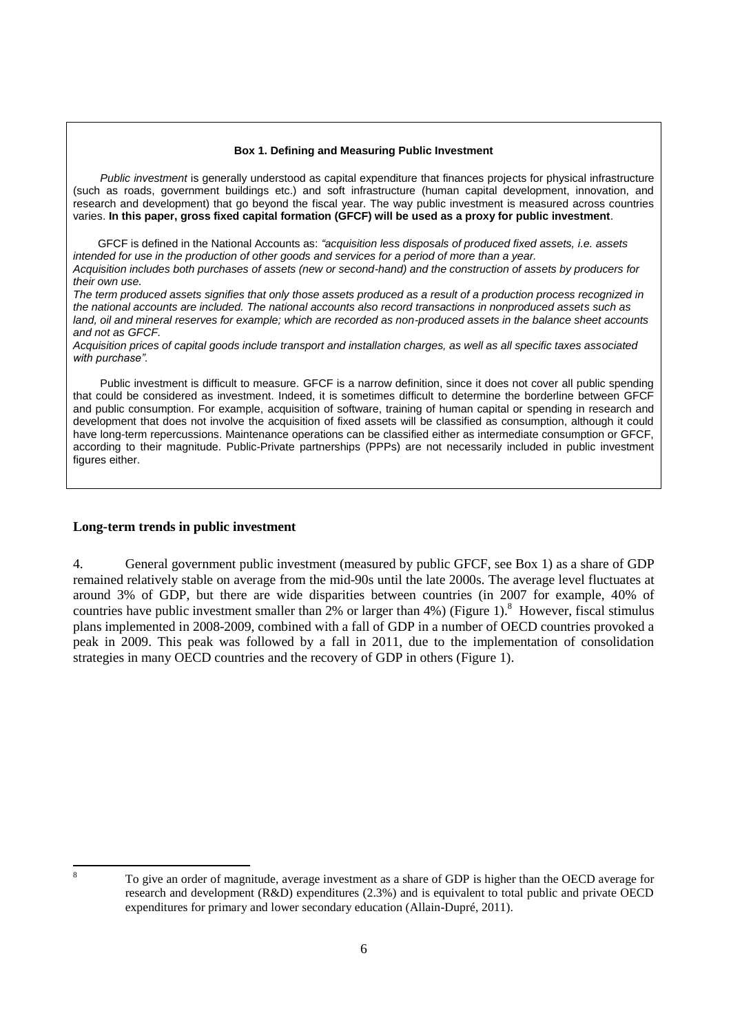**Box 1. Defining and Measuring Public Investment**

*Public investment* is generally understood as capital expenditure that finances projects for physical infrastructure (such as roads, government buildings etc.) and soft infrastructure (human capital development, innovation, and research and development) that go beyond the fiscal year. The way public investment is measured across countries varies. **In this paper, gross fixed capital formation (GFCF) will be used as a proxy for public investment**.

GFCF is defined in the National Accounts as: *"acquisition less disposals of produced fixed assets, i.e. assets intended for use in the production of other goods and services for a period of more than a year.*
*Acquisition includes both purchases of assets (new or second-hand) and the construction of assets by producers for their own use.*
*The term produced assets signifies that only those assets produced as a result of a production process recognized in the national accounts are included. The national accounts also record transactions in nonproduced assets such as land, oil and mineral reserves for example; which are recorded as non-produced assets in the balance sheet accounts and not as GFCF.*
*Acquisition prices of capital goods include transport and installation charges, as well as all specific taxes associated with purchase".*

Public investment is difficult to measure. GFCF is a narrow definition, since it does not cover all public spending that could be considered as investment. Indeed, it is sometimes difficult to determine the borderline between GFCF and public consumption. For example, acquisition of software, training of human capital or spending in research and development that does not involve the acquisition of fixed assets will be classified as consumption, although it could have long-term repercussions. Maintenance operations can be classified either as intermediate consumption or GFCF, according to their magnitude. Public-Private partnerships (PPPs) are not necessarily included in public investment figures either.

### Long-term trends in public investment

4. General government public investment (measured by public GFCF, see Box 1) as a share of GDP remained relatively stable on average from the mid-90s until the late 2000s. The average level fluctuates at around 3% of GDP, but there are wide disparities between countries (in 2007 for example, 40% of countries have public investment smaller than 2% or larger than 4%) (Figure 1).[8] However, fiscal stimulus plans implemented in 2008-2009, combined with a fall of GDP in a number of OECD countries provoked a peak in 2009. This peak was followed by a fall in 2011, due to the implementation of consolidation strategies in many OECD countries and the recovery of GDP in others (Figure 1).

[8] To give an order of magnitude, average investment as a share of GDP is higher than the OECD average for research and development (R&D) expenditures (2.3%) and is equivalent to total public and private OECD expenditures for primary and lower secondary education (Allain-Dupré, 2011).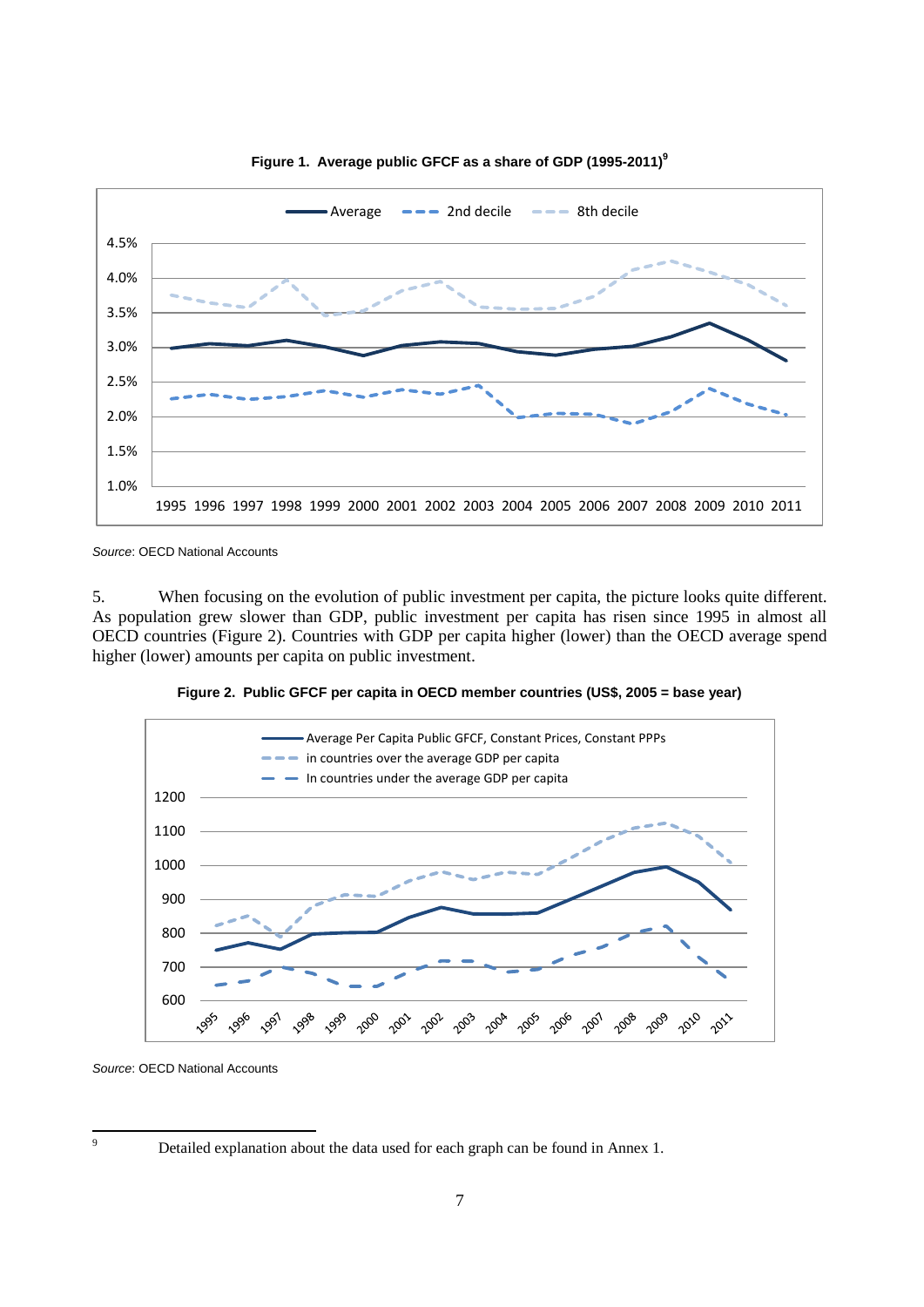**Figure 1. Average public GFCF as a share of GDP (1995-2011)**[9]

*Source*: OECD National Accounts

5. When focusing on the evolution of public investment per capita, the picture looks quite different. As population grew slower than GDP, public investment per capita has risen since 1995 in almost all OECD countries (Figure 2). Countries with GDP per capita higher (lower) than the OECD average spend higher (lower) amounts per capita on public investment.

**Figure 2. Public GFCF per capita in OECD member countries (US$, 2005 = base year)**

*Source*: OECD National Accounts

---

[9] Detailed explanation about the data used for each graph can be found in Annex 1.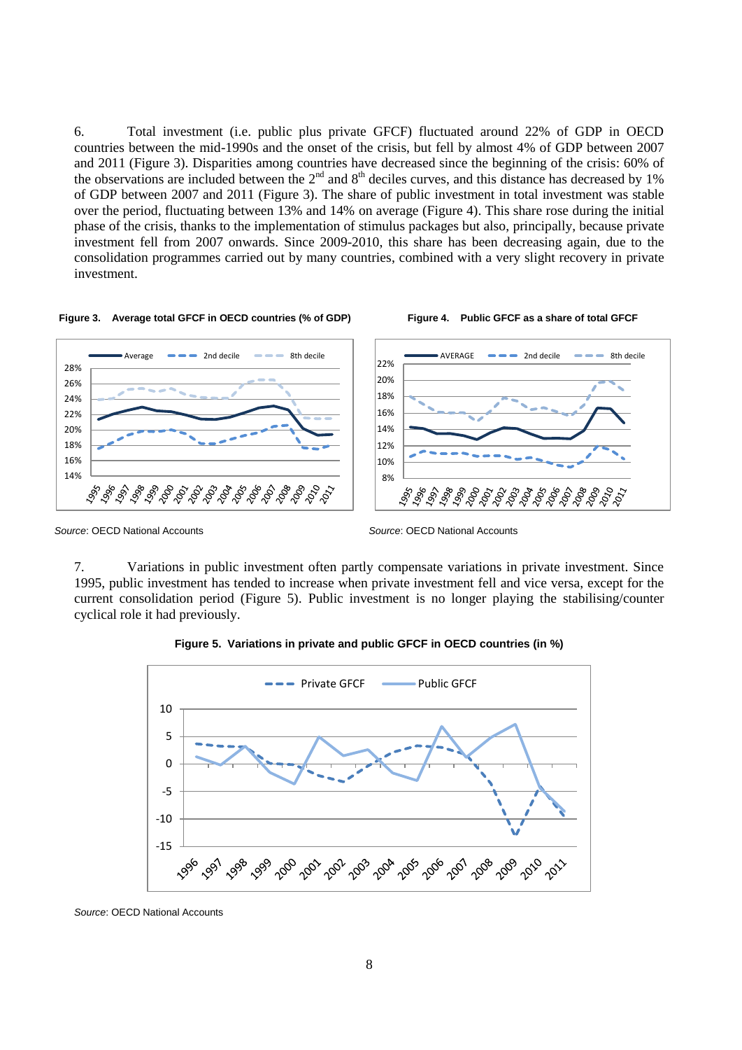6. Total investment (i.e. public plus private GFCF) fluctuated around 22% of GDP in OECD countries between the mid-1990s and the onset of the crisis, but fell by almost 4% of GDP between 2007 and 2011 (Figure 3). Disparities among countries have decreased since the beginning of the crisis: 60% of the observations are included between the 2nd and 8th deciles curves, and this distance has decreased by 1% of GDP between 2007 and 2011 (Figure 3). The share of public investment in total investment was stable over the period, fluctuating between 13% and 14% on average (Figure 4). This share rose during the initial phase of the crisis, thanks to the implementation of stimulus packages but also, principally, because private investment fell from 2007 onwards. Since 2009-2010, this share has been decreasing again, due to the consolidation programmes carried out by many countries, combined with a very slight recovery in private investment.

**Figure 3. Average total GFCF in OECD countries (% of GDP)**

*Source*: OECD National Accounts

**Figure 4. Public GFCF as a share of total GFCF**

*Source*: OECD National Accounts

7. Variations in public investment often partly compensate variations in private investment. Since 1995, public investment has tended to increase when private investment fell and vice versa, except for the current consolidation period (Figure 5). Public investment is no longer playing the stabilising/counter cyclical role it had previously.

**Figure 5. Variations in private and public GFCF in OECD countries (in %)**

*Source*: OECD National Accounts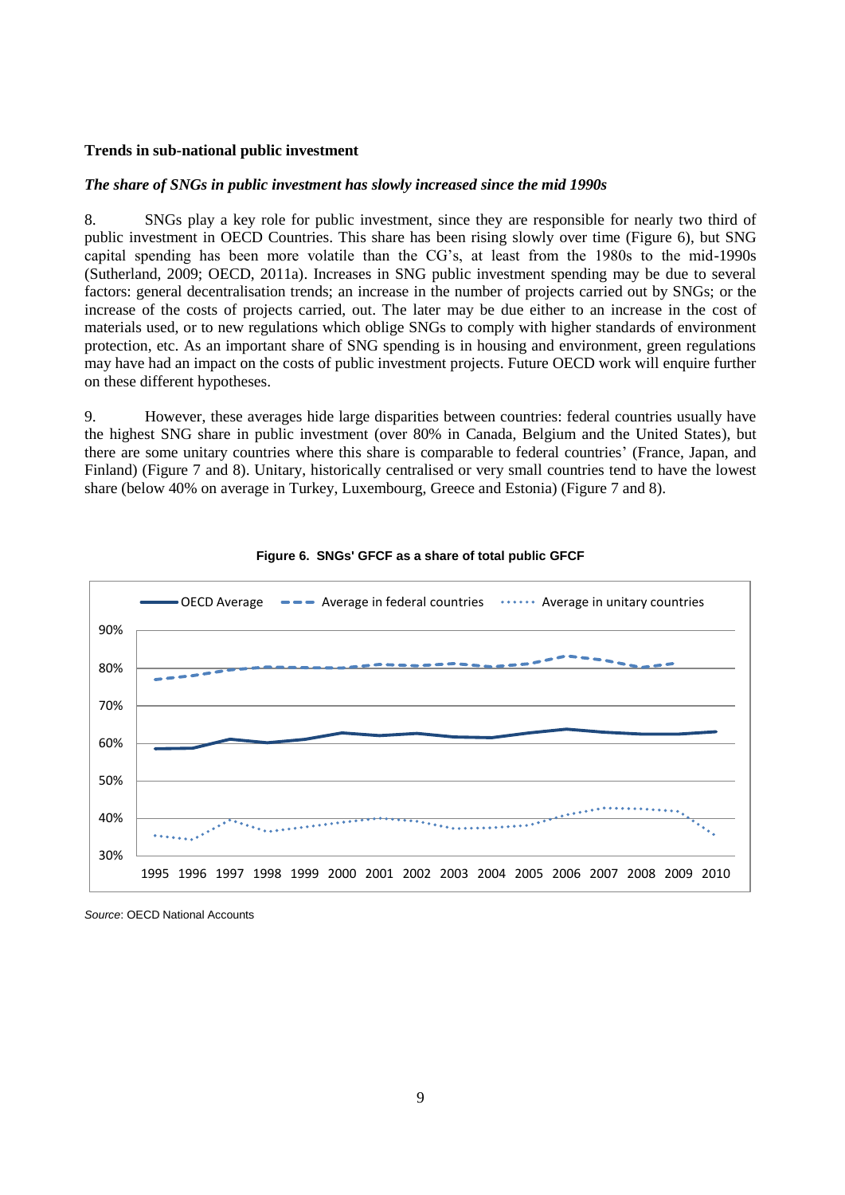**Trends in sub-national public investment**

***The share of SNGs in public investment has slowly increased since the mid 1990s***

8. SNGs play a key role for public investment, since they are responsible for nearly two third of public investment in OECD Countries. This share has been rising slowly over time (Figure 6), but SNG capital spending has been more volatile than the CG's, at least from the 1980s to the mid-1990s (Sutherland, 2009; OECD, 2011a). Increases in SNG public investment spending may be due to several factors: general decentralisation trends; an increase in the number of projects carried out by SNGs; or the increase of the costs of projects carried, out. The later may be due either to an increase in the cost of materials used, or to new regulations which oblige SNGs to comply with higher standards of environment protection, etc. As an important share of SNG spending is in housing and environment, green regulations may have had an impact on the costs of public investment projects. Future OECD work will enquire further on these different hypotheses.

9. However, these averages hide large disparities between countries: federal countries usually have the highest SNG share in public investment (over 80% in Canada, Belgium and the United States), but there are some unitary countries where this share is comparable to federal countries' (France, Japan, and Finland) (Figure 7 and 8). Unitary, historically centralised or very small countries tend to have the lowest share (below 40% on average in Turkey, Luxembourg, Greece and Estonia) (Figure 7 and 8).

**Figure 6. SNGs' GFCF as a share of total public GFCF**

*Source*: OECD National Accounts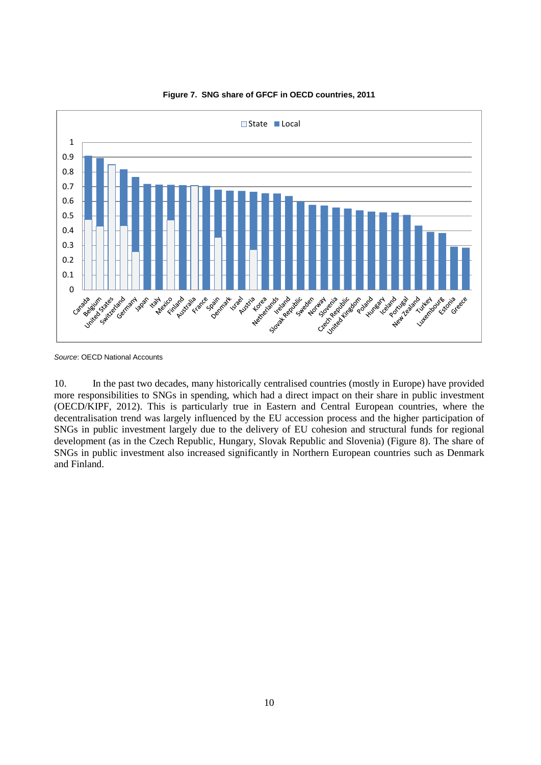**Figure 7. SNG share of GFCF in OECD countries, 2011**

*Source*: OECD National Accounts

10. In the past two decades, many historically centralised countries (mostly in Europe) have provided more responsibilities to SNGs in spending, which had a direct impact on their share in public investment (OECD/KIPF, 2012). This is particularly true in Eastern and Central European countries, where the decentralisation trend was largely influenced by the EU accession process and the higher participation of SNGs in public investment largely due to the delivery of EU cohesion and structural funds for regional development (as in the Czech Republic, Hungary, Slovak Republic and Slovenia) (Figure 8). The share of SNGs in public investment also increased significantly in Northern European countries such as Denmark and Finland.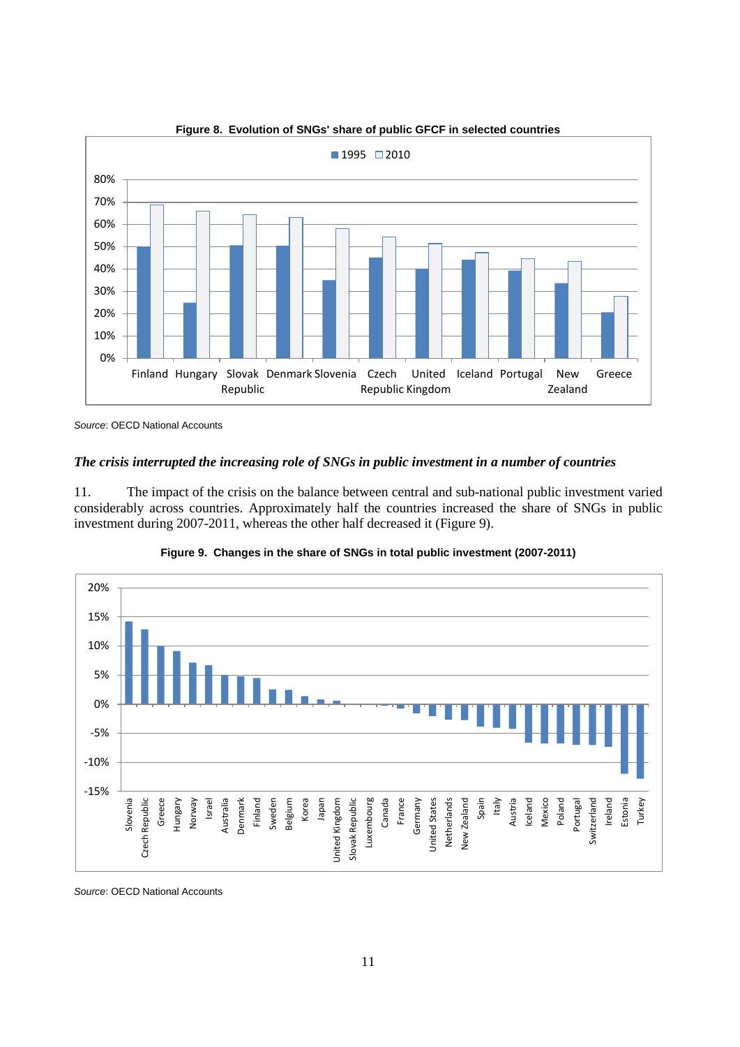**Figure 8. Evolution of SNGs' share of public GFCF in selected countries**

*Source*: OECD National Accounts

### *The crisis interrupted the increasing role of SNGs in public investment in a number of countries*

11. The impact of the crisis on the balance between central and sub-national public investment varied considerably across countries. Approximately half the countries increased the share of SNGs in public investment during 2007-2011, whereas the other half decreased it (Figure 9).

**Figure 9. Changes in the share of SNGs in total public investment (2007-2011)**

*Source*: OECD National Accounts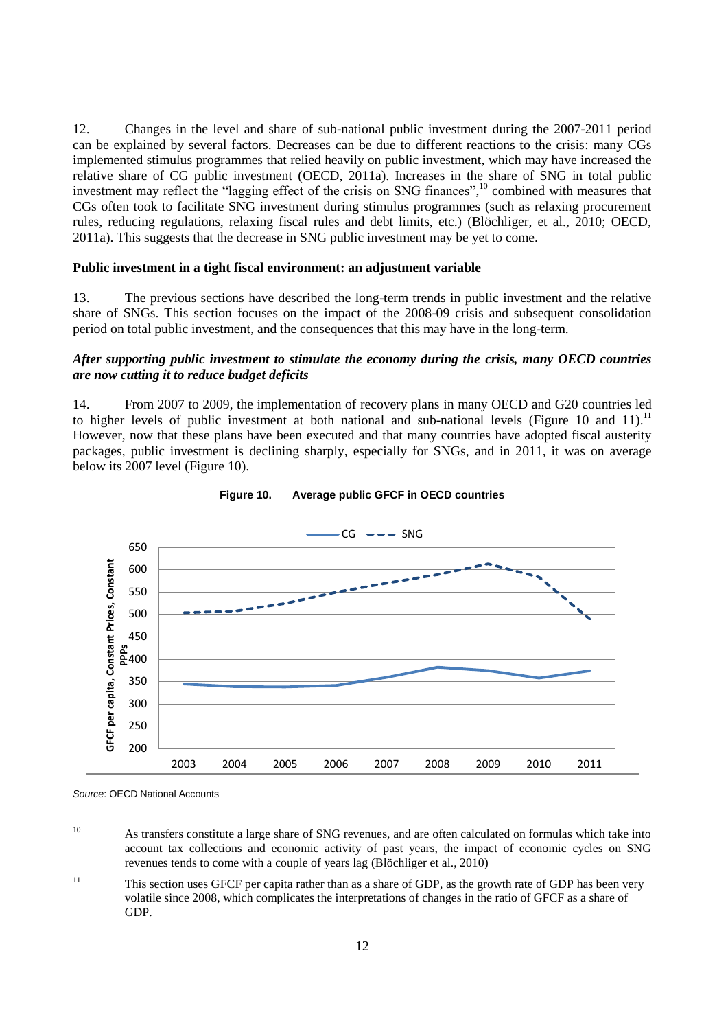12. Changes in the level and share of sub-national public investment during the 2007-2011 period can be explained by several factors. Decreases can be due to different reactions to the crisis: many CGs implemented stimulus programmes that relied heavily on public investment, which may have increased the relative share of CG public investment (OECD, 2011a). Increases in the share of SNG in total public investment may reflect the "lagging effect of the crisis on SNG finances",[10] combined with measures that CGs often took to facilitate SNG investment during stimulus programmes (such as relaxing procurement rules, reducing regulations, relaxing fiscal rules and debt limits, etc.) (Blöchliger, et al., 2010; OECD, 2011a). This suggests that the decrease in SNG public investment may be yet to come.

### Public investment in a tight fiscal environment: an adjustment variable

13. The previous sections have described the long-term trends in public investment and the relative share of SNGs. This section focuses on the impact of the 2008-09 crisis and subsequent consolidation period on total public investment, and the consequences that this may have in the long-term.

#### *After supporting public investment to stimulate the economy during the crisis, many OECD countries are now cutting it to reduce budget deficits*

14. From 2007 to 2009, the implementation of recovery plans in many OECD and G20 countries led to higher levels of public investment at both national and sub-national levels (Figure 10 and 11).[11] However, now that these plans have been executed and that many countries have adopted fiscal austerity packages, public investment is declining sharply, especially for SNGs, and in 2011, it was on average below its 2007 level (Figure 10).

**Figure 10. Average public GFCF in OECD countries**

*Source*: OECD National Accounts

---

[10] As transfers constitute a large share of SNG revenues, and are often calculated on formulas which take into account tax collections and economic activity of past years, the impact of economic cycles on SNG revenues tends to come with a couple of years lag (Blöchliger et al., 2010)

[11] This section uses GFCF per capita rather than as a share of GDP, as the growth rate of GDP has been very volatile since 2008, which complicates the interpretations of changes in the ratio of GFCF as a share of GDP.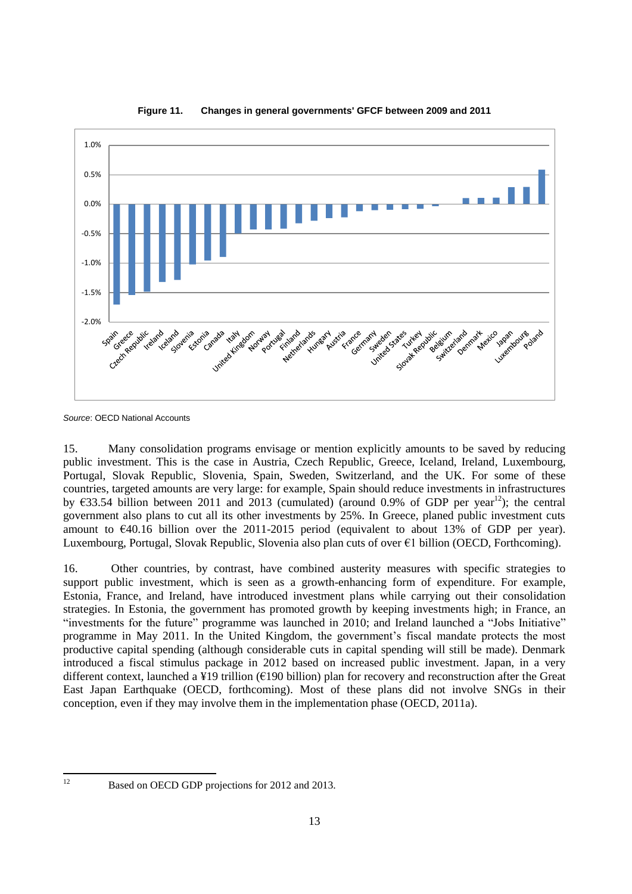**Figure 11. Changes in general governments' GFCF between 2009 and 2011**

*Source*: OECD National Accounts

15. Many consolidation programs envisage or mention explicitly amounts to be saved by reducing public investment. This is the case in Austria, Czech Republic, Greece, Iceland, Ireland, Luxembourg, Portugal, Slovak Republic, Slovenia, Spain, Sweden, Switzerland, and the UK. For some of these countries, targeted amounts are very large: for example, Spain should reduce investments in infrastructures by €33.54 billion between 2011 and 2013 (cumulated) (around 0.9% of GDP per year[12]); the central government also plans to cut all its other investments by 25%. In Greece, planed public investment cuts amount to €40.16 billion over the 2011-2015 period (equivalent to about 13% of GDP per year). Luxembourg, Portugal, Slovak Republic, Slovenia also plan cuts of over €1 billion (OECD, Forthcoming).

16. Other countries, by contrast, have combined austerity measures with specific strategies to support public investment, which is seen as a growth-enhancing form of expenditure. For example, Estonia, France, and Ireland, have introduced investment plans while carrying out their consolidation strategies. In Estonia, the government has promoted growth by keeping investments high; in France, an "investments for the future" programme was launched in 2010; and Ireland launched a "Jobs Initiative" programme in May 2011. In the United Kingdom, the government's fiscal mandate protects the most productive capital spending (although considerable cuts in capital spending will still be made). Denmark introduced a fiscal stimulus package in 2012 based on increased public investment. Japan, in a very different context, launched a ¥19 trillion (€190 billion) plan for recovery and reconstruction after the Great East Japan Earthquake (OECD, forthcoming). Most of these plans did not involve SNGs in their conception, even if they may involve them in the implementation phase (OECD, 2011a).

---

[12] Based on OECD GDP projections for 2012 and 2013.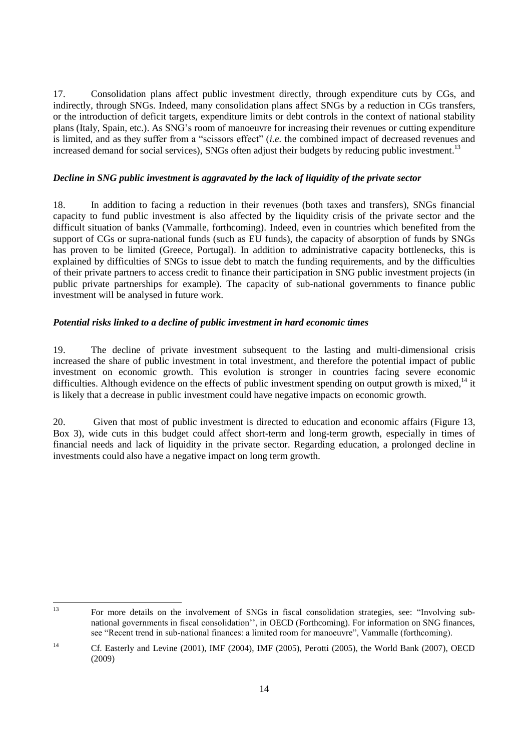17. Consolidation plans affect public investment directly, through expenditure cuts by CGs, and indirectly, through SNGs. Indeed, many consolidation plans affect SNGs by a reduction in CGs transfers, or the introduction of deficit targets, expenditure limits or debt controls in the context of national stability plans (Italy, Spain, etc.). As SNG's room of manoeuvre for increasing their revenues or cutting expenditure is limited, and as they suffer from a "scissors effect" (*i.e.* the combined impact of decreased revenues and increased demand for social services), SNGs often adjust their budgets by reducing public investment.[13]

***Decline in SNG public investment is aggravated by the lack of liquidity of the private sector***

18. In addition to facing a reduction in their revenues (both taxes and transfers), SNGs financial capacity to fund public investment is also affected by the liquidity crisis of the private sector and the difficult situation of banks (Vammalle, forthcoming). Indeed, even in countries which benefited from the support of CGs or supra-national funds (such as EU funds), the capacity of absorption of funds by SNGs has proven to be limited (Greece, Portugal). In addition to administrative capacity bottlenecks, this is explained by difficulties of SNGs to issue debt to match the funding requirements, and by the difficulties of their private partners to access credit to finance their participation in SNG public investment projects (in public private partnerships for example). The capacity of sub-national governments to finance public investment will be analysed in future work.

***Potential risks linked to a decline of public investment in hard economic times***

19. The decline of private investment subsequent to the lasting and multi-dimensional crisis increased the share of public investment in total investment, and therefore the potential impact of public investment on economic growth. This evolution is stronger in countries facing severe economic difficulties. Although evidence on the effects of public investment spending on output growth is mixed,[14] it is likely that a decrease in public investment could have negative impacts on economic growth.

20. Given that most of public investment is directed to education and economic affairs (Figure 13, Box 3), wide cuts in this budget could affect short-term and long-term growth, especially in times of financial needs and lack of liquidity in the private sector. Regarding education, a prolonged decline in investments could also have a negative impact on long term growth.

---

[13] For more details on the involvement of SNGs in fiscal consolidation strategies, see: "Involving sub-national governments in fiscal consolidation'', in OECD (Forthcoming). For information on SNG finances, see "Recent trend in sub-national finances: a limited room for manoeuvre", Vammalle (forthcoming).

[14] Cf. Easterly and Levine (2001), IMF (2004), IMF (2005), Perotti (2005), the World Bank (2007), OECD (2009)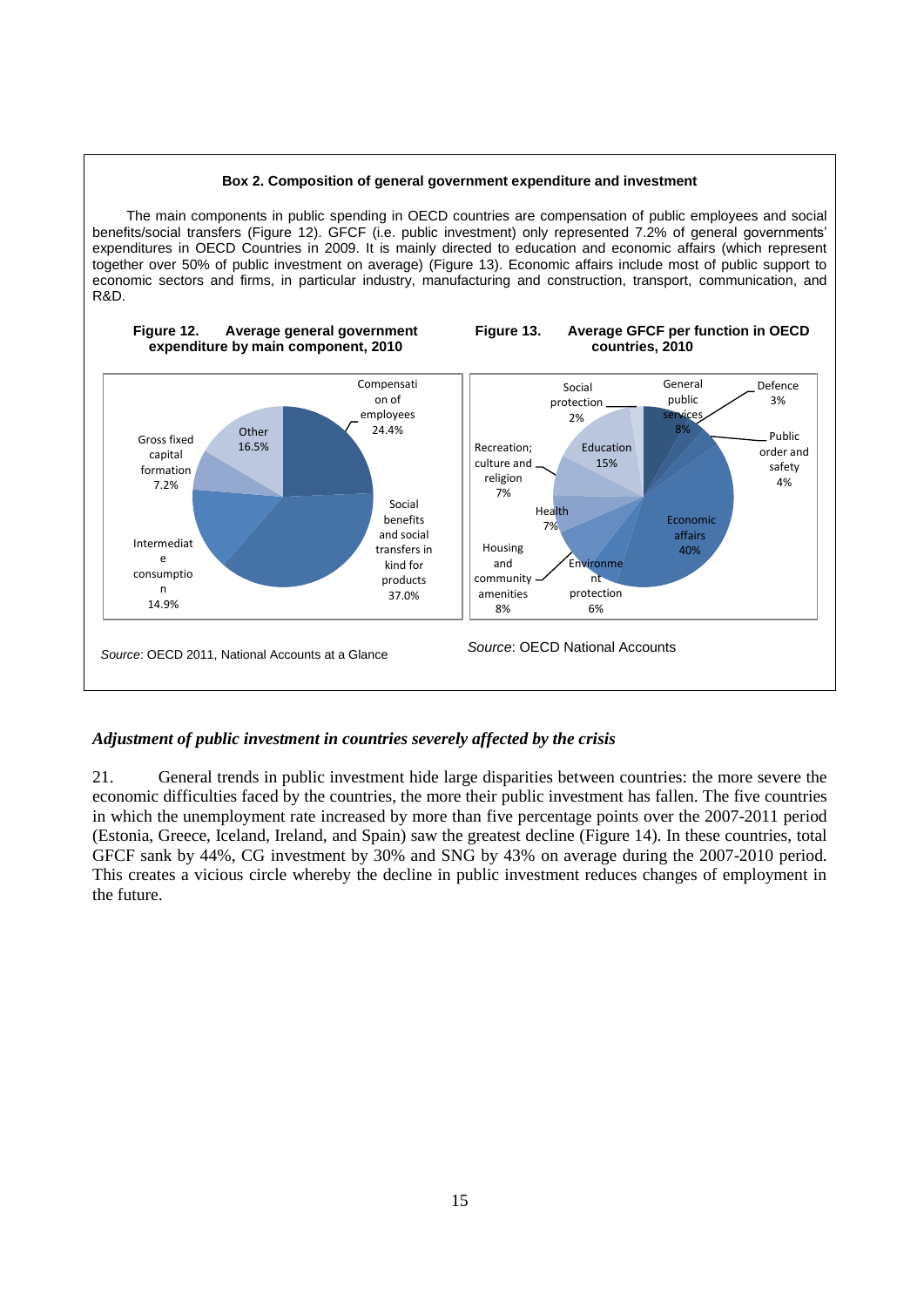**Box 2. Composition of general government expenditure and investment**

The main components in public spending in OECD countries are compensation of public employees and social benefits/social transfers (Figure 12). GFCF (i.e. public investment) only represented 7.2% of general governments' expenditures in OECD Countries in 2009. It is mainly directed to education and economic affairs (which represent together over 50% of public investment on average) (Figure 13). Economic affairs include most of public support to economic sectors and firms, in particular industry, manufacturing and construction, transport, communication, and R&D.

**Figure 12. Average general government expenditure by main component, 2010**

| Component | Share |
|---|---|
| Compensation of employees | 24.4% |
| Social benefits and social transfers in kind for products | 37.0% |
| Intermediate consumption | 14.9% |
| Gross fixed capital formation | 7.2% |
| Other | 16.5% |

*Source*: OECD 2011, National Accounts at a Glance

**Figure 13. Average GFCF per function in OECD countries, 2010**

| Function | Share |
|---|---|
| General public services | 8% |
| Defence | 3% |
| Public order and safety | 4% |
| Economic affairs | 40% |
| Environment protection | 6% |
| Housing and community amenities | 8% |
| Health | 7% |
| Recreation; culture and religion | 7% |
| Education | 15% |
| Social protection | 2% |

*Source*: OECD National Accounts

### *Adjustment of public investment in countries severely affected by the crisis*

21. General trends in public investment hide large disparities between countries: the more severe the economic difficulties faced by the countries, the more their public investment has fallen. The five countries in which the unemployment rate increased by more than five percentage points over the 2007-2011 period (Estonia, Greece, Iceland, Ireland, and Spain) saw the greatest decline (Figure 14). In these countries, total GFCF sank by 44%, CG investment by 30% and SNG by 43% on average during the 2007-2010 period. This creates a vicious circle whereby the decline in public investment reduces changes of employment in the future.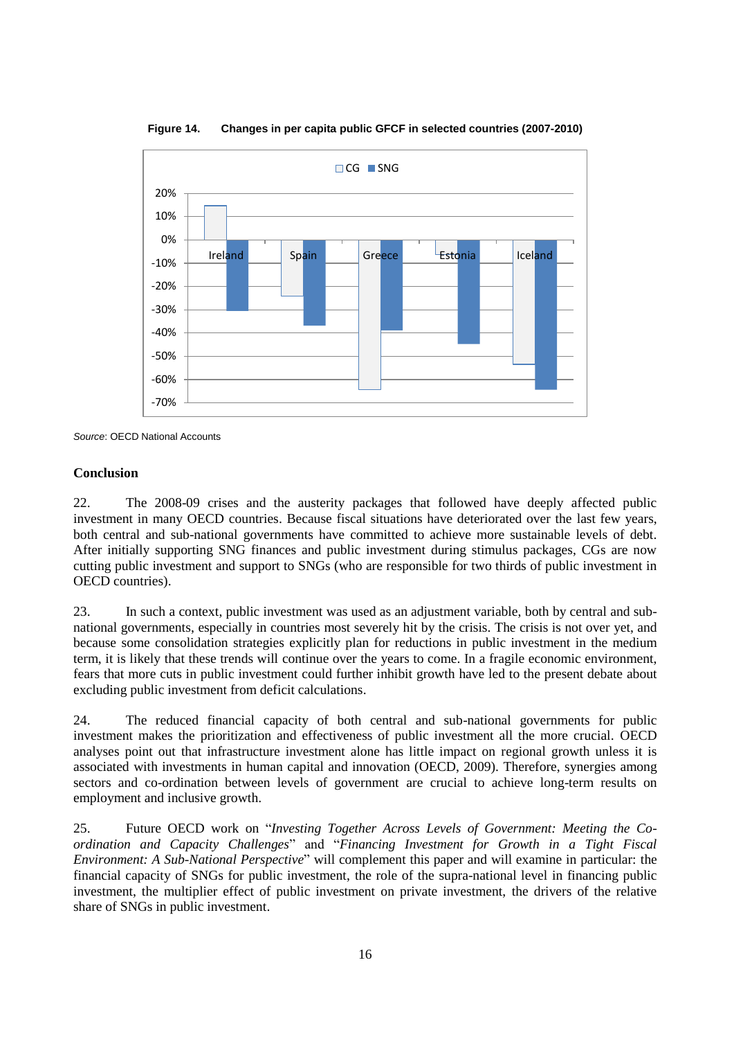**Figure 14. Changes in per capita public GFCF in selected countries (2007-2010)**

*Source*: OECD National Accounts

## Conclusion

22. The 2008-09 crises and the austerity packages that followed have deeply affected public investment in many OECD countries. Because fiscal situations have deteriorated over the last few years, both central and sub-national governments have committed to achieve more sustainable levels of debt. After initially supporting SNG finances and public investment during stimulus packages, CGs are now cutting public investment and support to SNGs (who are responsible for two thirds of public investment in OECD countries).

23. In such a context, public investment was used as an adjustment variable, both by central and sub-national governments, especially in countries most severely hit by the crisis. The crisis is not over yet, and because some consolidation strategies explicitly plan for reductions in public investment in the medium term, it is likely that these trends will continue over the years to come. In a fragile economic environment, fears that more cuts in public investment could further inhibit growth have led to the present debate about excluding public investment from deficit calculations.

24. The reduced financial capacity of both central and sub-national governments for public investment makes the prioritization and effectiveness of public investment all the more crucial. OECD analyses point out that infrastructure investment alone has little impact on regional growth unless it is associated with investments in human capital and innovation (OECD, 2009). Therefore, synergies among sectors and co-ordination between levels of government are crucial to achieve long-term results on employment and inclusive growth.

25. Future OECD work on "*Investing Together Across Levels of Government: Meeting the Co-ordination and Capacity Challenges*" and "*Financing Investment for Growth in a Tight Fiscal Environment: A Sub-National Perspective*" will complement this paper and will examine in particular: the financial capacity of SNGs for public investment, the role of the supra-national level in financing public investment, the multiplier effect of public investment on private investment, the drivers of the relative share of SNGs in public investment.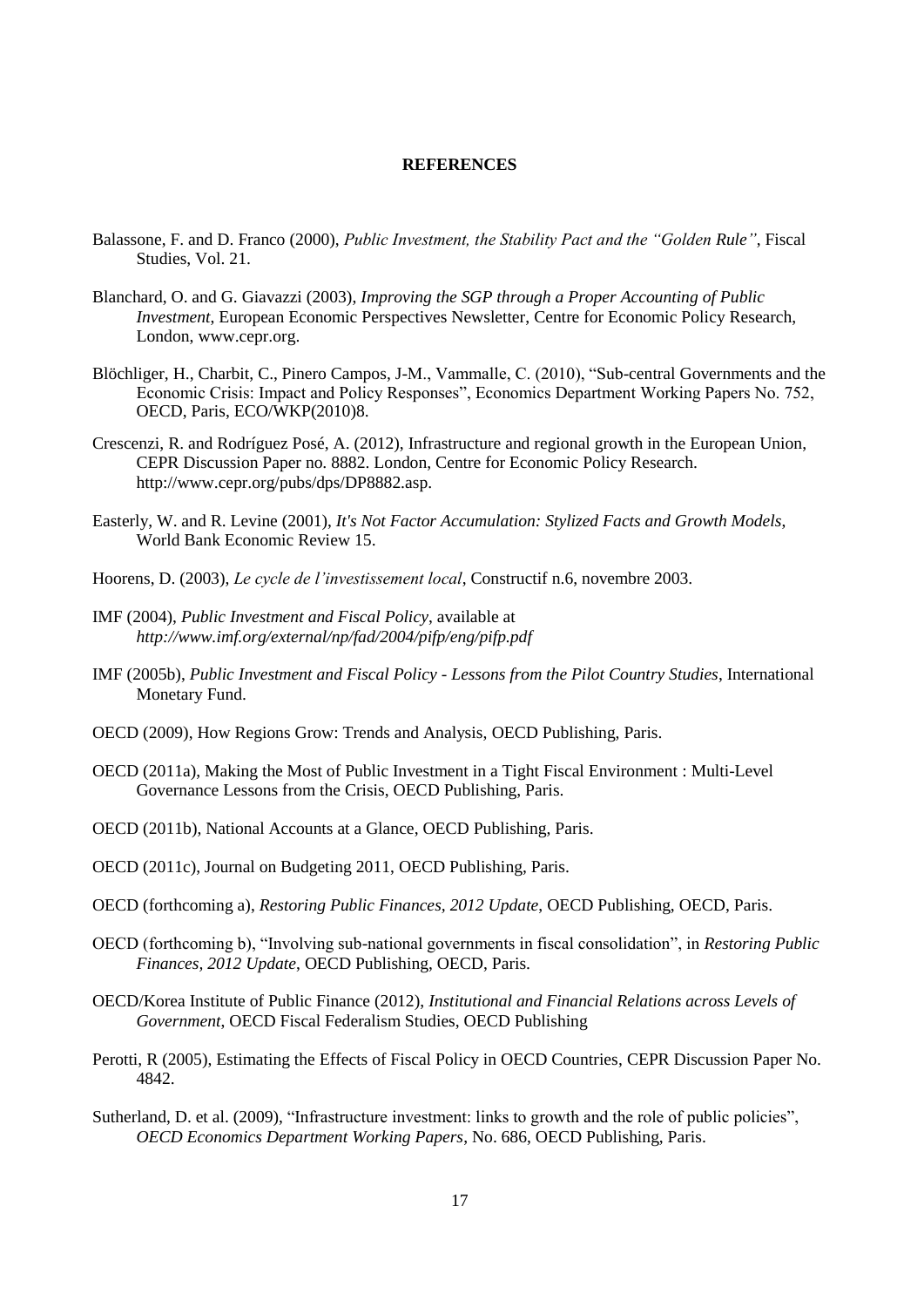# REFERENCES

Balassone, F. and D. Franco (2000), *Public Investment, the Stability Pact and the "Golden Rule"*, Fiscal Studies, Vol. 21.

Blanchard, O. and G. Giavazzi (2003), *Improving the SGP through a Proper Accounting of Public Investment*, European Economic Perspectives Newsletter, Centre for Economic Policy Research, London, www.cepr.org.

Blöchliger, H., Charbit, C., Pinero Campos, J-M., Vammalle, C. (2010), "Sub-central Governments and the Economic Crisis: Impact and Policy Responses", Economics Department Working Papers No. 752, OECD, Paris, ECO/WKP(2010)8.

Crescenzi, R. and Rodríguez Posé, A. (2012), Infrastructure and regional growth in the European Union, CEPR Discussion Paper no. 8882. London, Centre for Economic Policy Research. http://www.cepr.org/pubs/dps/DP8882.asp.

Easterly, W. and R. Levine (2001), *It's Not Factor Accumulation: Stylized Facts and Growth Models*, World Bank Economic Review 15.

Hoorens, D. (2003), *Le cycle de l'investissement local*, Constructif n.6, novembre 2003.

IMF (2004), *Public Investment and Fiscal Policy*, available at *http://www.imf.org/external/np/fad/2004/pifp/eng/pifp.pdf*

IMF (2005b), *Public Investment and Fiscal Policy - Lessons from the Pilot Country Studies*, International Monetary Fund.

OECD (2009), How Regions Grow: Trends and Analysis, OECD Publishing, Paris.

OECD (2011a), Making the Most of Public Investment in a Tight Fiscal Environment : Multi-Level Governance Lessons from the Crisis, OECD Publishing, Paris.

OECD (2011b), National Accounts at a Glance, OECD Publishing, Paris.

OECD (2011c), Journal on Budgeting 2011, OECD Publishing, Paris.

OECD (forthcoming a), *Restoring Public Finances, 2012 Update*, OECD Publishing, OECD, Paris.

OECD (forthcoming b), "Involving sub-national governments in fiscal consolidation", in *Restoring Public Finances, 2012 Update*, OECD Publishing, OECD, Paris.

OECD/Korea Institute of Public Finance (2012), *Institutional and Financial Relations across Levels of Government*, OECD Fiscal Federalism Studies, OECD Publishing

Perotti, R (2005), Estimating the Effects of Fiscal Policy in OECD Countries, CEPR Discussion Paper No. 4842.

Sutherland, D. et al. (2009), "Infrastructure investment: links to growth and the role of public policies", *OECD Economics Department Working Papers*, No. 686, OECD Publishing, Paris.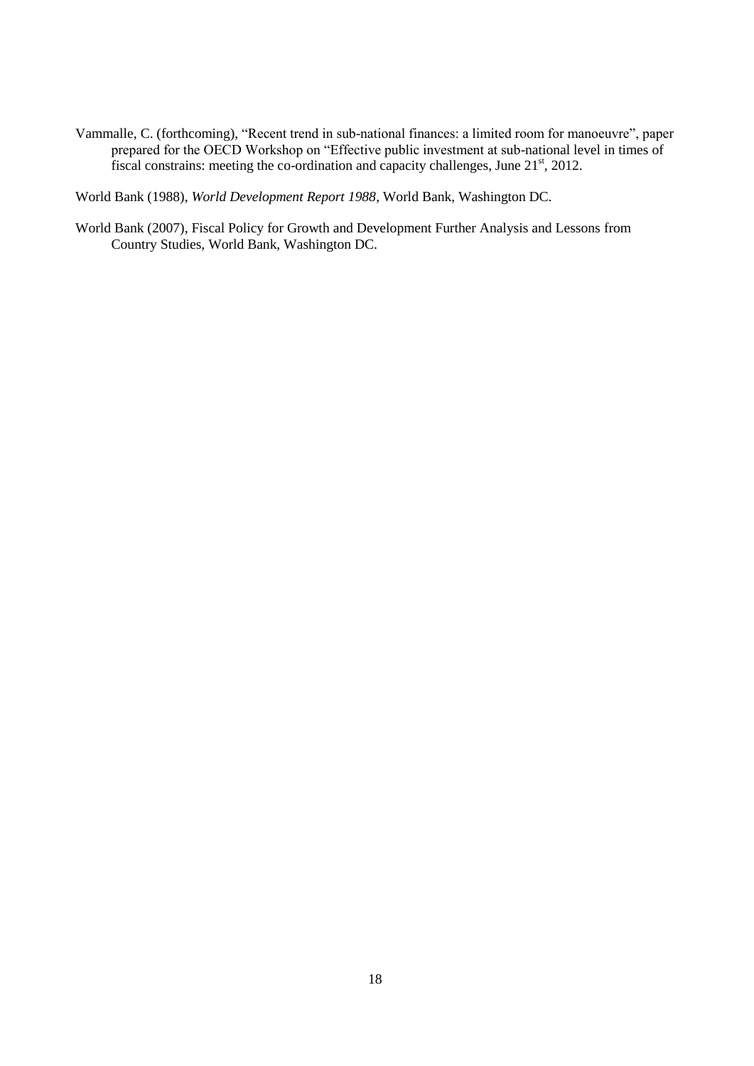Vammalle, C. (forthcoming), "Recent trend in sub-national finances: a limited room for manoeuvre", paper prepared for the OECD Workshop on "Effective public investment at sub-national level in times of fiscal constrains: meeting the co-ordination and capacity challenges, June 21st, 2012.

World Bank (1988), *World Development Report 1988*, World Bank, Washington DC.

World Bank (2007), Fiscal Policy for Growth and Development Further Analysis and Lessons from Country Studies, World Bank, Washington DC.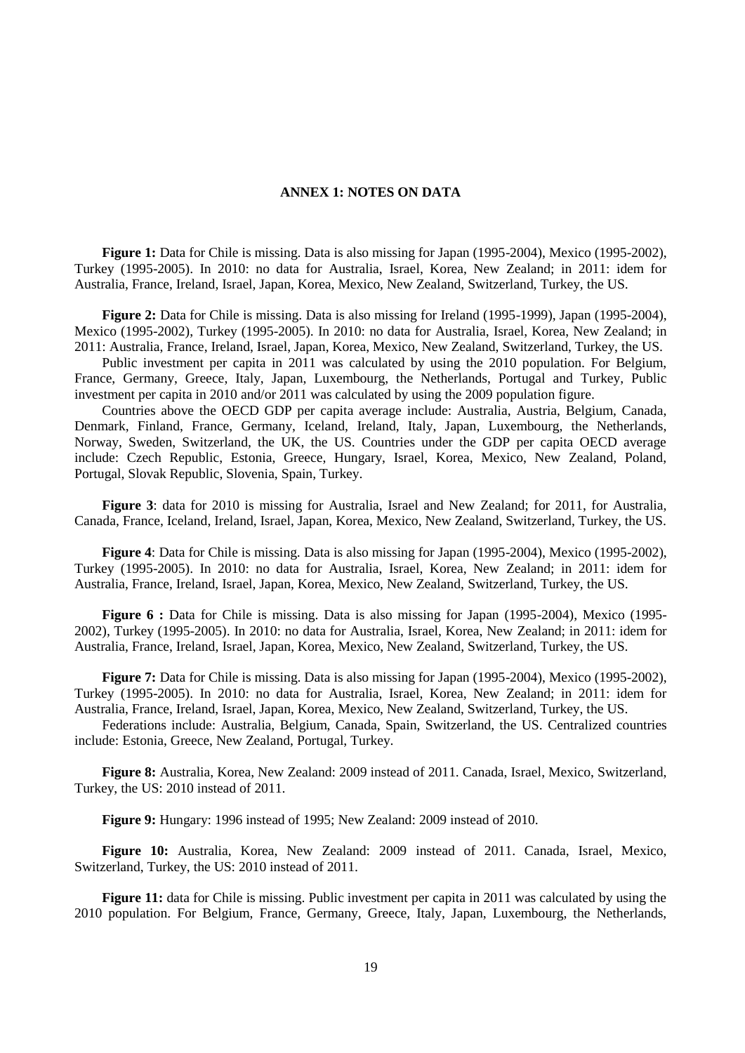## ANNEX 1: NOTES ON DATA

**Figure 1:** Data for Chile is missing. Data is also missing for Japan (1995-2004), Mexico (1995-2002), Turkey (1995-2005). In 2010: no data for Australia, Israel, Korea, New Zealand; in 2011: idem for Australia, France, Ireland, Israel, Japan, Korea, Mexico, New Zealand, Switzerland, Turkey, the US.

**Figure 2:** Data for Chile is missing. Data is also missing for Ireland (1995-1999), Japan (1995-2004), Mexico (1995-2002), Turkey (1995-2005). In 2010: no data for Australia, Israel, Korea, New Zealand; in 2011: Australia, France, Ireland, Israel, Japan, Korea, Mexico, New Zealand, Switzerland, Turkey, the US.

Public investment per capita in 2011 was calculated by using the 2010 population. For Belgium, France, Germany, Greece, Italy, Japan, Luxembourg, the Netherlands, Portugal and Turkey, Public investment per capita in 2010 and/or 2011 was calculated by using the 2009 population figure.

Countries above the OECD GDP per capita average include: Australia, Austria, Belgium, Canada, Denmark, Finland, France, Germany, Iceland, Ireland, Italy, Japan, Luxembourg, the Netherlands, Norway, Sweden, Switzerland, the UK, the US. Countries under the GDP per capita OECD average include: Czech Republic, Estonia, Greece, Hungary, Israel, Korea, Mexico, New Zealand, Poland, Portugal, Slovak Republic, Slovenia, Spain, Turkey.

**Figure 3**: data for 2010 is missing for Australia, Israel and New Zealand; for 2011, for Australia, Canada, France, Iceland, Ireland, Israel, Japan, Korea, Mexico, New Zealand, Switzerland, Turkey, the US.

**Figure 4**: Data for Chile is missing. Data is also missing for Japan (1995-2004), Mexico (1995-2002), Turkey (1995-2005). In 2010: no data for Australia, Israel, Korea, New Zealand; in 2011: idem for Australia, France, Ireland, Israel, Japan, Korea, Mexico, New Zealand, Switzerland, Turkey, the US.

**Figure 6 :** Data for Chile is missing. Data is also missing for Japan (1995-2004), Mexico (1995-2002), Turkey (1995-2005). In 2010: no data for Australia, Israel, Korea, New Zealand; in 2011: idem for Australia, France, Ireland, Israel, Japan, Korea, Mexico, New Zealand, Switzerland, Turkey, the US.

**Figure 7:** Data for Chile is missing. Data is also missing for Japan (1995-2004), Mexico (1995-2002), Turkey (1995-2005). In 2010: no data for Australia, Israel, Korea, New Zealand; in 2011: idem for Australia, France, Ireland, Israel, Japan, Korea, Mexico, New Zealand, Switzerland, Turkey, the US.

Federations include: Australia, Belgium, Canada, Spain, Switzerland, the US. Centralized countries include: Estonia, Greece, New Zealand, Portugal, Turkey.

**Figure 8:** Australia, Korea, New Zealand: 2009 instead of 2011. Canada, Israel, Mexico, Switzerland, Turkey, the US: 2010 instead of 2011.

**Figure 9:** Hungary: 1996 instead of 1995; New Zealand: 2009 instead of 2010.

**Figure 10:** Australia, Korea, New Zealand: 2009 instead of 2011. Canada, Israel, Mexico, Switzerland, Turkey, the US: 2010 instead of 2011.

**Figure 11:** data for Chile is missing. Public investment per capita in 2011 was calculated by using the 2010 population. For Belgium, France, Germany, Greece, Italy, Japan, Luxembourg, the Netherlands,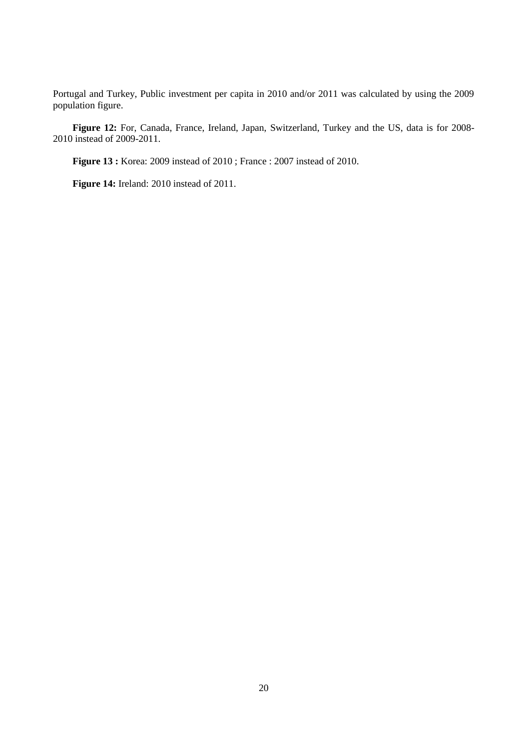Portugal and Turkey, Public investment per capita in 2010 and/or 2011 was calculated by using the 2009 population figure.

**Figure 12:** For, Canada, France, Ireland, Japan, Switzerland, Turkey and the US, data is for 2008-2010 instead of 2009-2011.

**Figure 13 :** Korea: 2009 instead of 2010 ; France : 2007 instead of 2010.

**Figure 14:** Ireland: 2010 instead of 2011.